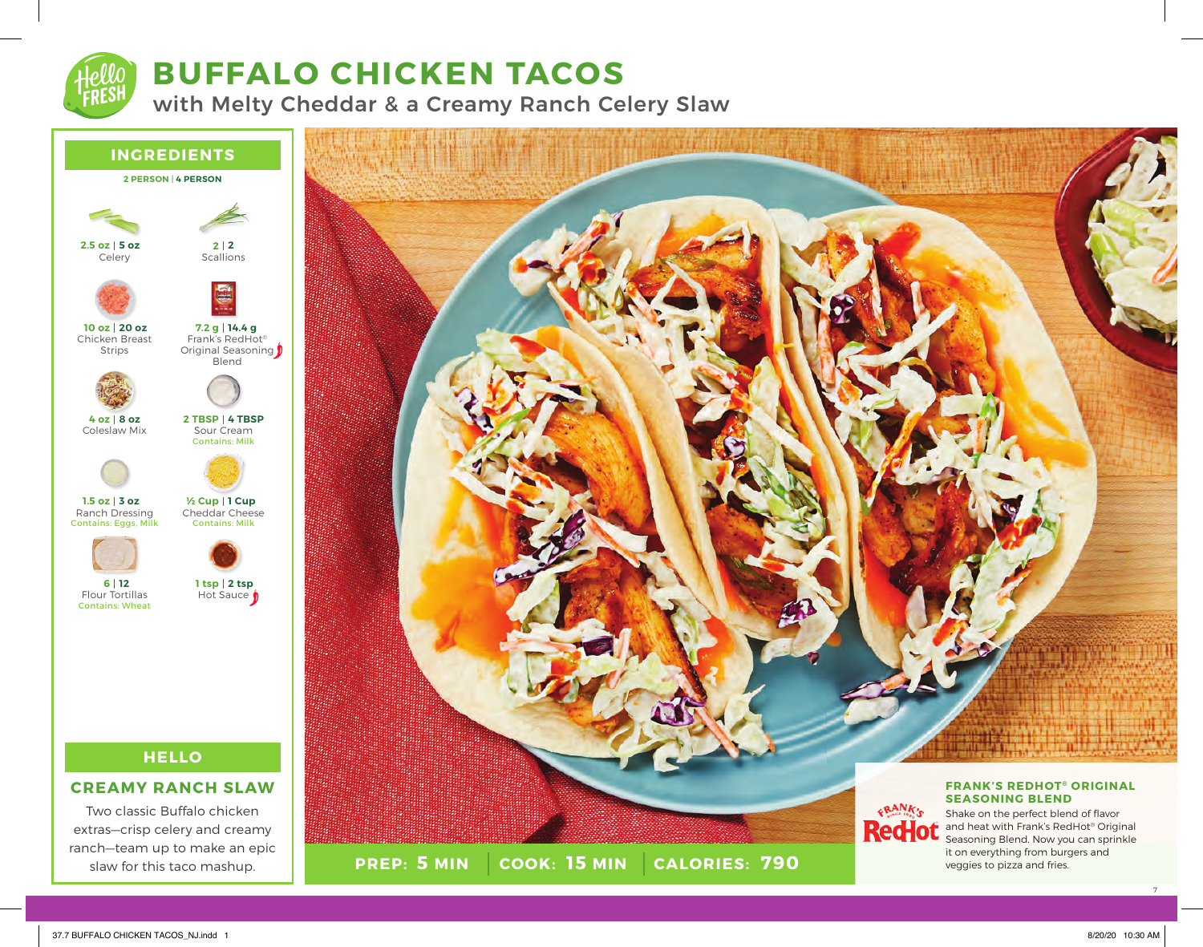# BUFFALO CHICKEN TACOS

## with Melty Cheddar & a Creamy Ranch Celery Slaw

## INGREDIENTS

**2 PERSON | 4 PERSON**

- **2.5 oz | 5 oz** Celery
- **2 | 2** Scallions
- **10 oz | 20 oz** Chicken Breast Strips
- **7.2 g | 14.4 g** Frank's RedHot® Original Seasoning Blend
- **4 oz | 8 oz** Coleslaw Mix
- **2 TBSP | 4 TBSP** Sour Cream — Contains: Milk
- **1.5 oz | 3 oz** Ranch Dressing — Contains: Eggs, Milk
- **½ Cup | 1 Cup** Cheddar Cheese — Contains: Milk
- **6 | 12** Flour Tortillas — Contains: Wheat
- **1 tsp | 2 tsp** Hot Sauce

## HELLO

### CREAMY RANCH SLAW

Two classic Buffalo chicken extras—crisp celery and creamy ranch—team up to make an epic slaw for this taco mashup.

**PREP: 5 MIN | COOK: 15 MIN | CALORIES: 790**

### FRANK'S REDHOT® ORIGINAL SEASONING BLEND

Shake on the perfect blend of flavor and heat with Frank's RedHot® Original Seasoning Blend. Now you can sprinkle it on everything from burgers and veggies to pizza and fries.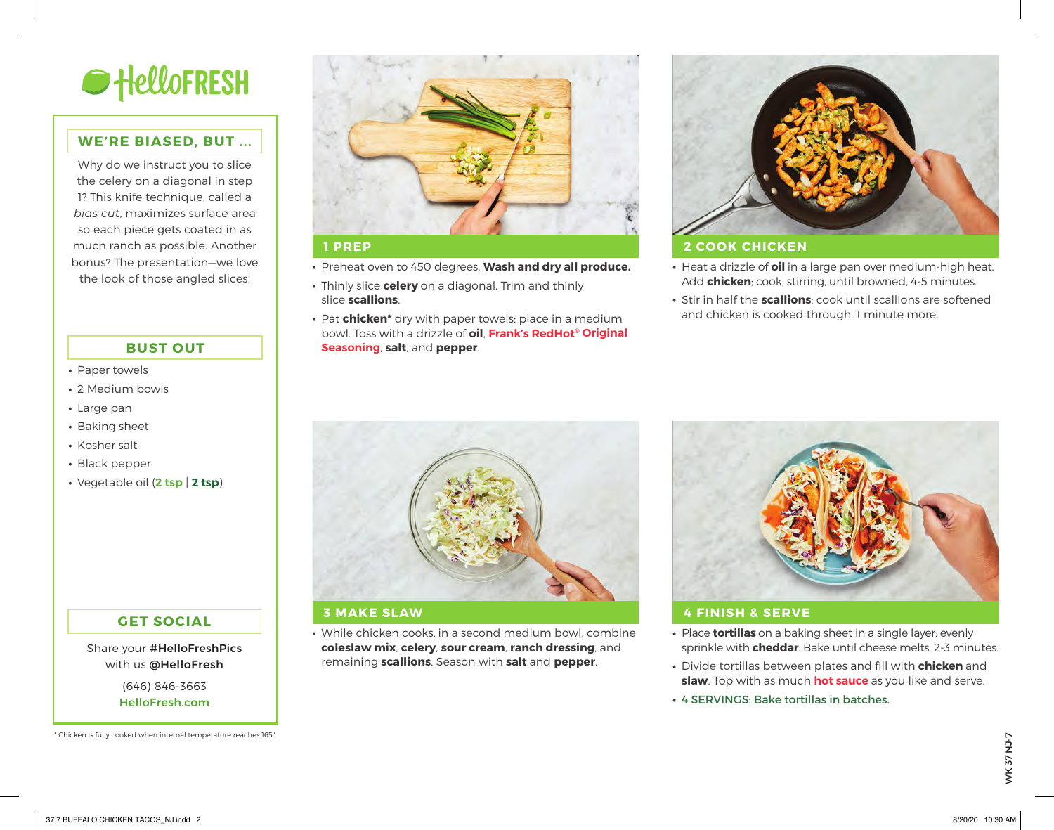# HelloFRESH

## WE'RE BIASED, BUT ...

Why do we instruct you to slice the celery on a diagonal in step 1? This knife technique, called a *bias cut*, maximizes surface area so each piece gets coated in as much ranch as possible. Another bonus? The presentation—we love the look of those angled slices!

## BUST OUT

- Paper towels
- 2 Medium bowls
- Large pan
- Baking sheet
- Kosher salt
- Black pepper
- Vegetable oil (**2 tsp** | **2 tsp**)

## GET SOCIAL

Share your **#HelloFreshPics** with us **@HelloFresh**

(646) 846-3663

HelloFresh.com

\* Chicken is fully cooked when internal temperature reaches 165°.

## 1 PREP

- Preheat oven to 450 degrees. **Wash and dry all produce.**
- Thinly slice **celery** on a diagonal. Trim and thinly slice **scallions**.
- Pat **chicken*** dry with paper towels; place in a medium bowl. Toss with a drizzle of **oil**, **Frank's RedHot® Original Seasoning**, **salt**, and **pepper**.

## 2 COOK CHICKEN

- Heat a drizzle of **oil** in a large pan over medium-high heat. Add **chicken**; cook, stirring, until browned, 4-5 minutes.
- Stir in half the **scallions**; cook until scallions are softened and chicken is cooked through, 1 minute more.

## 3 MAKE SLAW

- While chicken cooks, in a second medium bowl, combine **coleslaw mix**, **celery**, **sour cream**, **ranch dressing**, and remaining **scallions**. Season with **salt** and **pepper**.

## 4 FINISH & SERVE

- Place **tortillas** on a baking sheet in a single layer; evenly sprinkle with **cheddar**. Bake until cheese melts, 2-3 minutes.
- Divide tortillas between plates and fill with **chicken** and **slaw**. Top with as much **hot sauce** as you like and serve.
- 4 SERVINGS: Bake tortillas in batches.

WK 37 NJ-7